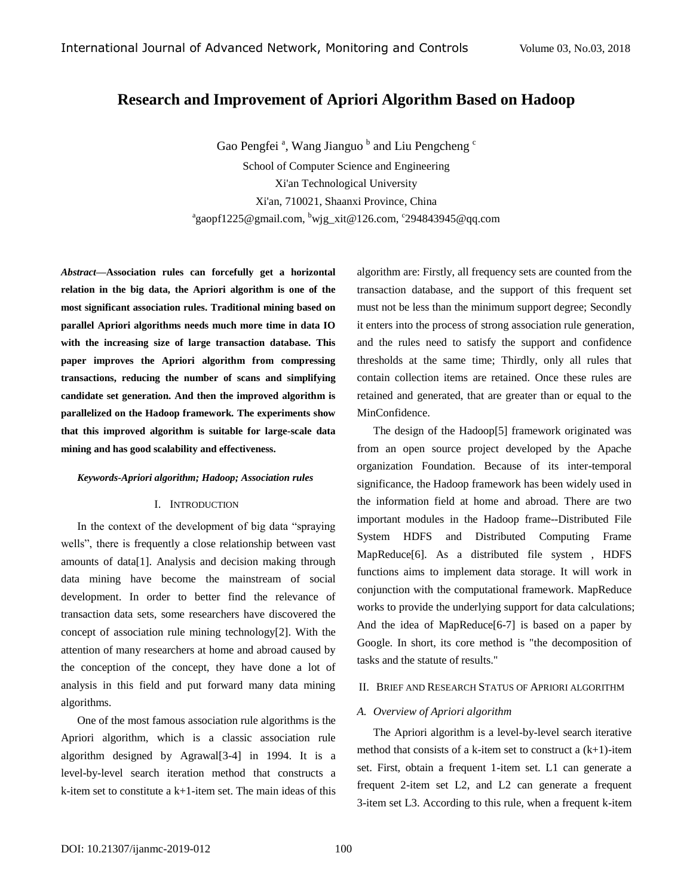# Research and Improvement of Apriori Algorithm Based on Hadoop

Gao Pengfei [a], Wang Jianguo [b] and Liu Pengcheng [c]

School of Computer Science and Engineering
Xi'an Technological University
Xi'an, 710021, Shaanxi Province, China
[a]gaopf1225@gmail.com, [b]wjg_xit@126.com, [c]294843945@qq.com

***Abstract*—Association rules can forcefully get a horizontal relation in the big data, the Apriori algorithm is one of the most significant association rules. Traditional mining based on parallel Apriori algorithms needs much more time in data IO with the increasing size of large transaction database. This paper improves the Apriori algorithm from compressing transactions, reducing the number of scans and simplifying candidate set generation. And then the improved algorithm is parallelized on the Hadoop framework. The experiments show that this improved algorithm is suitable for large-scale data mining and has good scalability and effectiveness.**

***Keywords-Apriori algorithm; Hadoop; Association rules***

## I. INTRODUCTION

In the context of the development of big data "spraying wells", there is frequently a close relationship between vast amounts of data[1]. Analysis and decision making through data mining have become the mainstream of social development. In order to better find the relevance of transaction data sets, some researchers have discovered the concept of association rule mining technology[2]. With the attention of many researchers at home and abroad caused by the conception of the concept, they have done a lot of analysis in this field and put forward many data mining algorithms.

One of the most famous association rule algorithms is the Apriori algorithm, which is a classic association rule algorithm designed by Agrawal[3-4] in 1994. It is a level-by-level search iteration method that constructs a k-item set to constitute a k+1-item set. The main ideas of this algorithm are: Firstly, all frequency sets are counted from the transaction database, and the support of this frequent set must not be less than the minimum support degree; Secondly it enters into the process of strong association rule generation, and the rules need to satisfy the support and confidence thresholds at the same time; Thirdly, only all rules that contain collection items are retained. Once these rules are retained and generated, that are greater than or equal to the MinConfidence.

The design of the Hadoop[5] framework originated was from an open source project developed by the Apache organization Foundation. Because of its inter-temporal significance, the Hadoop framework has been widely used in the information field at home and abroad. There are two important modules in the Hadoop frame--Distributed File System HDFS and Distributed Computing Frame MapReduce[6]. As a distributed file system , HDFS functions aims to implement data storage. It will work in conjunction with the computational framework. MapReduce works to provide the underlying support for data calculations; And the idea of MapReduce[6-7] is based on a paper by Google. In short, its core method is "the decomposition of tasks and the statute of results."

## II. BRIEF AND RESEARCH STATUS OF APRIORI ALGORITHM

### *A. Overview of Apriori algorithm*

The Apriori algorithm is a level-by-level search iterative method that consists of a k-item set to construct a (k+1)-item set. First, obtain a frequent 1-item set. L1 can generate a frequent 2-item set L2, and L2 can generate a frequent 3-item set L3. According to this rule, when a frequent k-item

DOI: 10.21307/ijanmc-2019-012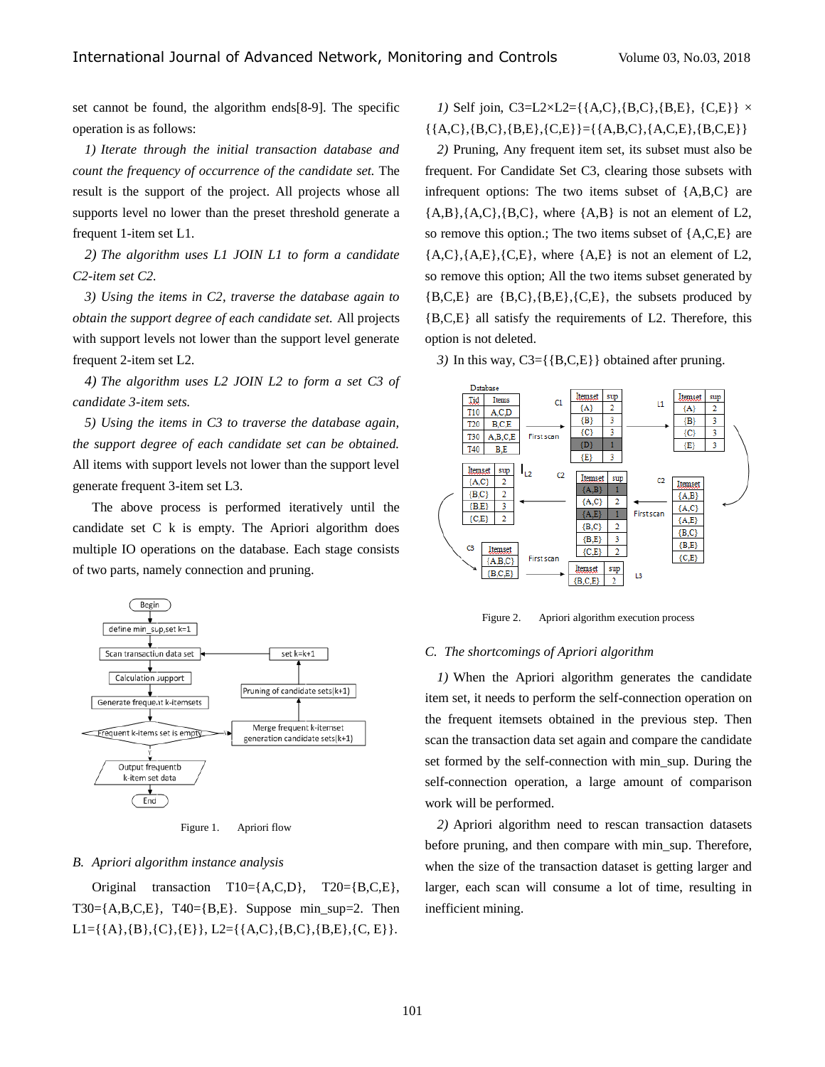set cannot be found, the algorithm ends[8-9]. The specific operation is as follows:

*1) Iterate through the initial transaction database and count the frequency of occurrence of the candidate set.* The result is the support of the project. All projects whose all supports level no lower than the preset threshold generate a frequent 1-item set L1.

*2) The algorithm uses L1 JOIN L1 to form a candidate C2-item set C2.*

*3) Using the items in C2, traverse the database again to obtain the support degree of each candidate set.* All projects with support levels not lower than the support level generate frequent 2-item set L2.

*4) The algorithm uses L2 JOIN L2 to form a set C3 of candidate 3-item sets.*

*5) Using the items in C3 to traverse the database again, the support degree of each candidate set can be obtained.* All items with support levels not lower than the support level generate frequent 3-item set L3.

The above process is performed iteratively until the candidate set C k is empty. The Apriori algorithm does multiple IO operations on the database. Each stage consists of two parts, namely connection and pruning.

Figure 1. Apriori flow

## B. Apriori algorithm instance analysis

Original transaction T10={A,C,D}, T20={B,C,E}, T30={A,B,C,E}, T40={B,E}. Suppose min_sup=2. Then L1={{A},{B},{C},{E}}, L2={{A,C},{B,C},{B,E},{C, E}}.

*1)* Self join, C3=L2×L2={{A,C},{B,C},{B,E}, {C,E}} × {{A,C},{B,C},{B,E},{C,E}}={{A,B,C},{A,C,E},{B,C,E}}

*2)* Pruning, Any frequent item set, its subset must also be frequent. For Candidate Set C3, clearing those subsets with infrequent options: The two items subset of {A,B,C} are {A,B},{A,C},{B,C}, where {A,B} is not an element of L2, so remove this option.; The two items subset of {A,C,E} are {A,C},{A,E},{C,E}, where {A,E} is not an element of L2, so remove this option; All the two items subset generated by {B,C,E} are {B,C},{B,E},{C,E}, the subsets produced by {B,C,E} all satisfy the requirements of L2. Therefore, this option is not deleted.

*3)* In this way, C3={{B,C,E}} obtained after pruning.

Figure 2. Apriori algorithm execution process

## C. The shortcomings of Apriori algorithm

*1)* When the Apriori algorithm generates the candidate item set, it needs to perform the self-connection operation on the frequent itemsets obtained in the previous step. Then scan the transaction data set again and compare the candidate set formed by the self-connection with min_sup. During the self-connection operation, a large amount of comparison work will be performed.

*2)* Apriori algorithm need to rescan transaction datasets before pruning, and then compare with min_sup. Therefore, when the size of the transaction dataset is getting larger and larger, each scan will consume a lot of time, resulting in inefficient mining.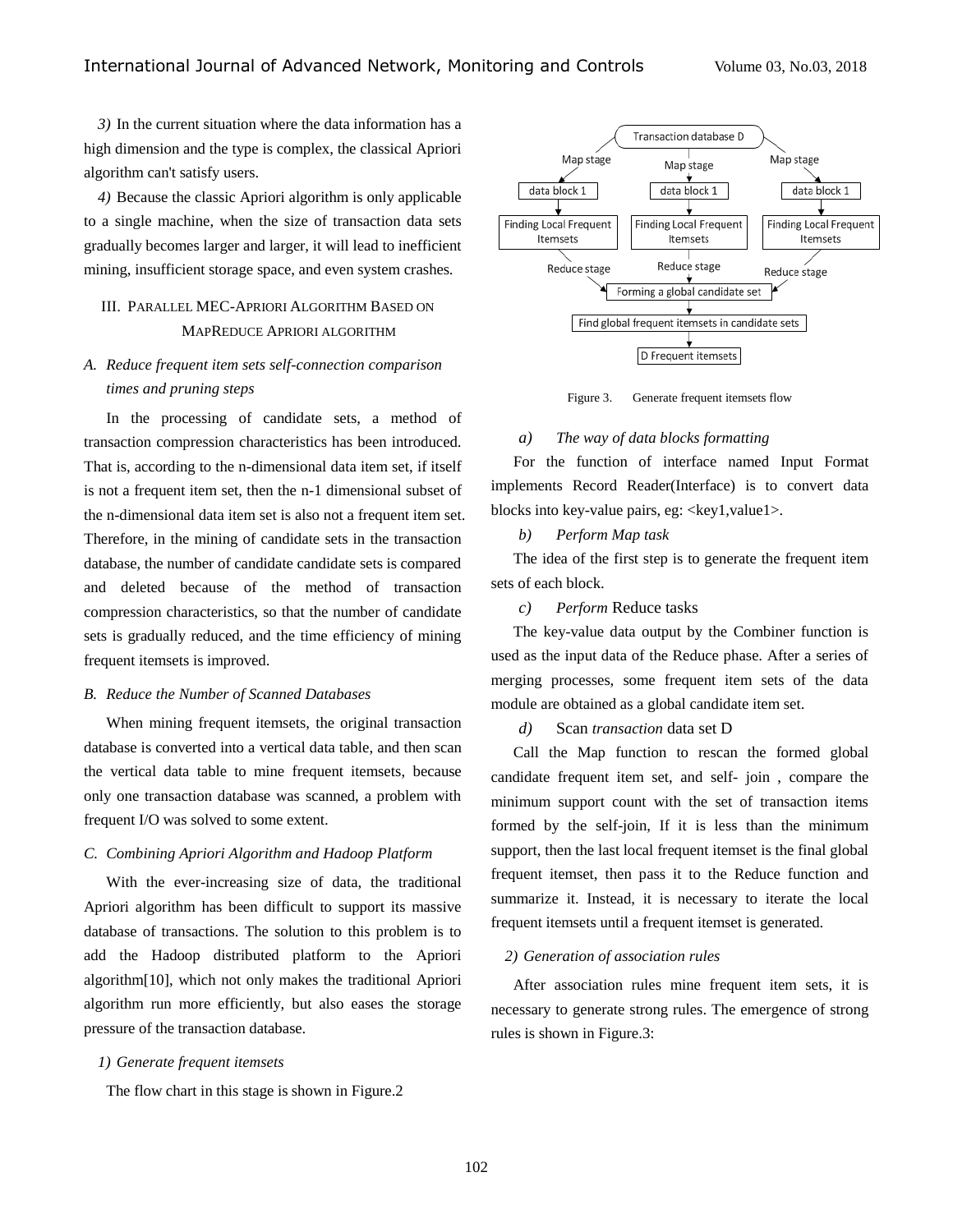*3)* In the current situation where the data information has a high dimension and the type is complex, the classical Apriori algorithm can't satisfy users.

*4)* Because the classic Apriori algorithm is only applicable to a single machine, when the size of transaction data sets gradually becomes larger and larger, it will lead to inefficient mining, insufficient storage space, and even system crashes.

## III. Parallel MEC-Apriori Algorithm Based on MapReduce Apriori Algorithm

### *A. Reduce frequent item sets self-connection comparison times and pruning steps*

In the processing of candidate sets, a method of transaction compression characteristics has been introduced. That is, according to the n-dimensional data item set, if itself is not a frequent item set, then the n-1 dimensional subset of the n-dimensional data item set is also not a frequent item set. Therefore, in the mining of candidate sets in the transaction database, the number of candidate candidate sets is compared and deleted because of the method of transaction compression characteristics, so that the number of candidate sets is gradually reduced, and the time efficiency of mining frequent itemsets is improved.

### *B. Reduce the Number of Scanned Databases*

When mining frequent itemsets, the original transaction database is converted into a vertical data table, and then scan the vertical data table to mine frequent itemsets, because only one transaction database was scanned, a problem with frequent I/O was solved to some extent.

### *C. Combining Apriori Algorithm and Hadoop Platform*

With the ever-increasing size of data, the traditional Apriori algorithm has been difficult to support its massive database of transactions. The solution to this problem is to add the Hadoop distributed platform to the Apriori algorithm[10], which not only makes the traditional Apriori algorithm run more efficiently, but also eases the storage pressure of the transaction database.

*1) Generate frequent itemsets*

The flow chart in this stage is shown in Figure.2

Transaction database D

Map stage — Map stage — Map stage

data block 1 — data block 1 — data block 1

Finding Local Frequent Itemsets — Finding Local Frequent Itemsets — Finding Local Frequent Itemsets

Reduce stage — Reduce stage — Reduce stage

Forming a global candidate set

Find global frequent itemsets in candidate sets

D Frequent itemsets

Figure 3. Generate frequent itemsets flow

*a) The way of data blocks formatting*

For the function of interface named Input Format implements Record Reader(Interface) is to convert data blocks into key-value pairs, eg: <key1,value1>.

*b) Perform Map task*

The idea of the first step is to generate the frequent item sets of each block.

*c) Perform* Reduce tasks

The key-value data output by the Combiner function is used as the input data of the Reduce phase. After a series of merging processes, some frequent item sets of the data module are obtained as a global candidate item set.

*d)* Scan *transaction* data set D

Call the Map function to rescan the formed global candidate frequent item set, and self- join , compare the minimum support count with the set of transaction items formed by the self-join, If it is less than the minimum support, then the last local frequent itemset is the final global frequent itemset, then pass it to the Reduce function and summarize it. Instead, it is necessary to iterate the local frequent itemsets until a frequent itemset is generated.

*2) Generation of association rules*

After association rules mine frequent item sets, it is necessary to generate strong rules. The emergence of strong rules is shown in Figure.3: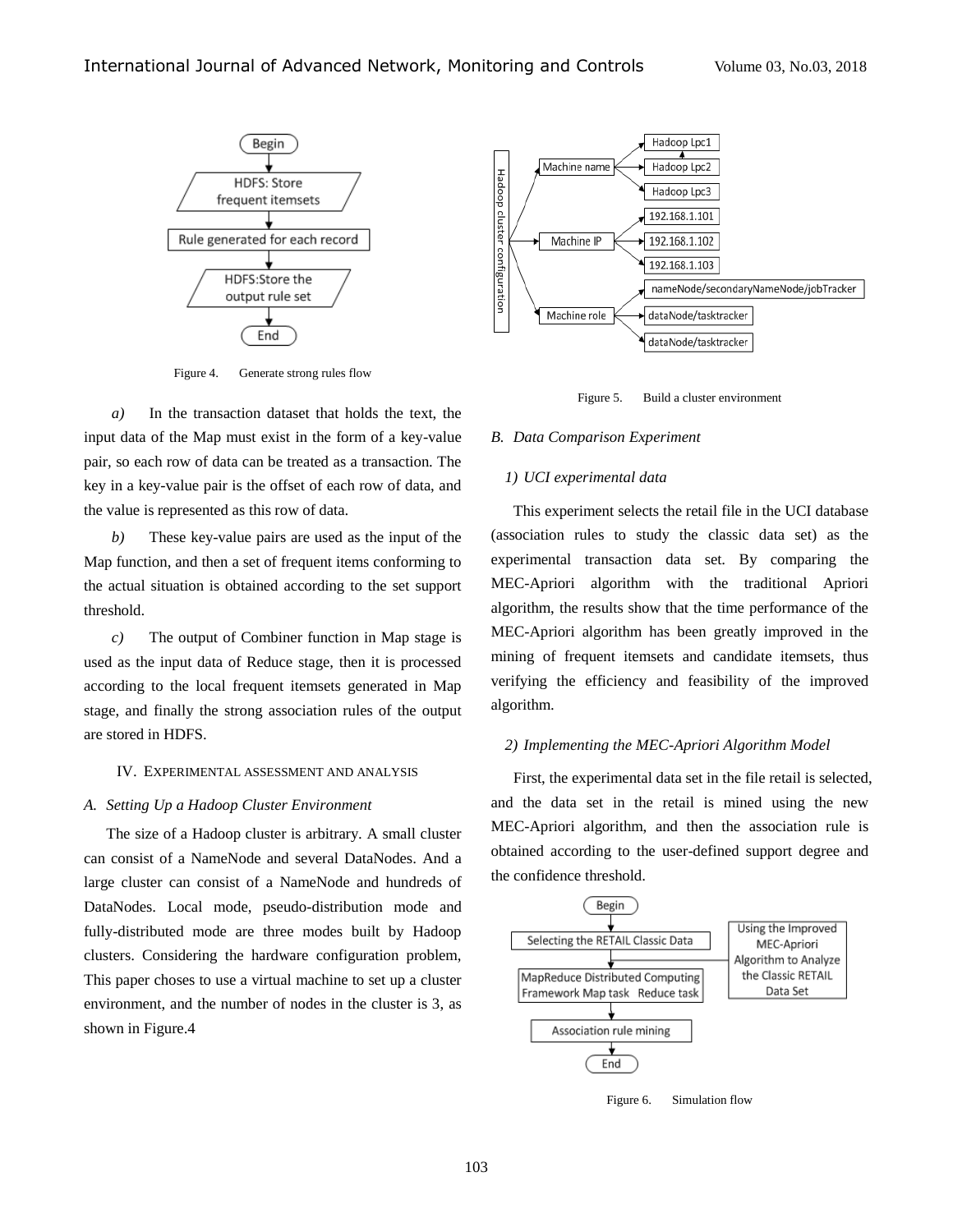Figure 4. Generate strong rules flow

*a)* In the transaction dataset that holds the text, the input data of the Map must exist in the form of a key-value pair, so each row of data can be treated as a transaction. The key in a key-value pair is the offset of each row of data, and the value is represented as this row of data.

*b)* These key-value pairs are used as the input of the Map function, and then a set of frequent items conforming to the actual situation is obtained according to the set support threshold.

*c)* The output of Combiner function in Map stage is used as the input data of Reduce stage, then it is processed according to the local frequent itemsets generated in Map stage, and finally the strong association rules of the output are stored in HDFS.

## IV. EXPERIMENTAL ASSESSMENT AND ANALYSIS

### *A. Setting Up a Hadoop Cluster Environment*

The size of a Hadoop cluster is arbitrary. A small cluster can consist of a NameNode and several DataNodes. And a large cluster can consist of a NameNode and hundreds of DataNodes. Local mode, pseudo-distribution mode and fully-distributed mode are three modes built by Hadoop clusters. Considering the hardware configuration problem, This paper choses to use a virtual machine to set up a cluster environment, and the number of nodes in the cluster is 3, as shown in Figure.4

Figure 5. Build a cluster environment

### *B. Data Comparison Experiment*

#### *1) UCI experimental data*

This experiment selects the retail file in the UCI database (association rules to study the classic data set) as the experimental transaction data set. By comparing the MEC-Apriori algorithm with the traditional Apriori algorithm, the results show that the time performance of the MEC-Apriori algorithm has been greatly improved in the mining of frequent itemsets and candidate itemsets, thus verifying the efficiency and feasibility of the improved algorithm.

#### *2) Implementing the MEC-Apriori Algorithm Model*

First, the experimental data set in the file retail is selected, and the data set in the retail is mined using the new MEC-Apriori algorithm, and then the association rule is obtained according to the user-defined support degree and the confidence threshold.

Figure 6. Simulation flow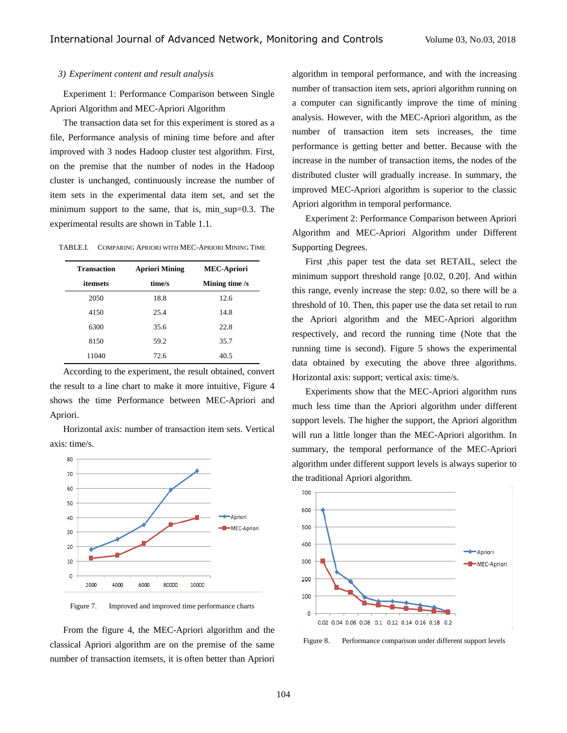*3) Experiment content and result analysis*

Experiment 1: Performance Comparison between Single Apriori Algorithm and MEC-Apriori Algorithm

The transaction data set for this experiment is stored as a file, Performance analysis of mining time before and after improved with 3 nodes Hadoop cluster test algorithm. First, on the premise that the number of nodes in the Hadoop cluster is unchanged, continuously increase the number of item sets in the experimental data item set, and set the minimum support to the same, that is, min_sup=0.3. The experimental results are shown in Table 1.1.

TABLE.I. COMPARING APRIORI WITH MEC-APRIORI MINING TIME

| Transaction itemsets | Apriori Mining time/s | MEC-Apriori Mining time /s |
|---|---|---|
| 2050 | 18.8 | 12.6 |
| 4150 | 25.4 | 14.8 |
| 6300 | 35.6 | 22.8 |
| 8150 | 59.2 | 35.7 |
| 11040 | 72.6 | 40.5 |

According to the experiment, the result obtained, convert the result to a line chart to make it more intuitive, Figure 4 shows the time Performance between MEC-Apriori and Apriori.

Horizontal axis: number of transaction item sets. Vertical axis: time/s.

Figure 7. Improved and improved time performance charts

From the figure 4, the MEC-Apriori algorithm and the classical Apriori algorithm are on the premise of the same number of transaction itemsets, it is often better than Apriori algorithm in temporal performance, and with the increasing number of transaction item sets, apriori algorithm running on a computer can significantly improve the time of mining analysis. However, with the MEC-Apriori algorithm, as the number of transaction item sets increases, the time performance is getting better and better. Because with the increase in the number of transaction items, the nodes of the distributed cluster will gradually increase. In summary, the improved MEC-Apriori algorithm is superior to the classic Apriori algorithm in temporal performance.

Experiment 2: Performance Comparison between Apriori Algorithm and MEC-Apriori Algorithm under Different Supporting Degrees.

First ,this paper test the data set RETAIL, select the minimum support threshold range [0.02, 0.20]. And within this range, evenly increase the step: 0.02, so there will be a threshold of 10. Then, this paper use the data set retail to run the Apriori algorithm and the MEC-Apriori algorithm respectively, and record the running time (Note that the running time is second). Figure 5 shows the experimental data obtained by executing the above three algorithms. Horizontal axis: support; vertical axis: time/s.

Experiments show that the MEC-Apriori algorithm runs much less time than the Apriori algorithm under different support levels. The higher the support, the Apriori algorithm will run a little longer than the MEC-Apriori algorithm. In summary, the temporal performance of the MEC-Apriori algorithm under different support levels is always superior to the traditional Apriori algorithm.

Figure 8. Performance comparison under different support levels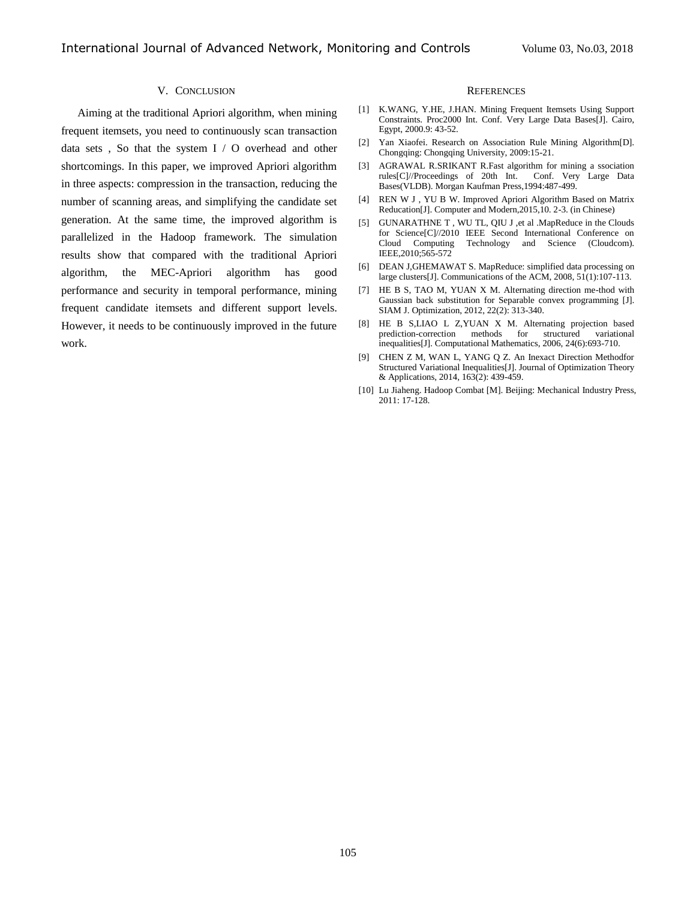## V. CONCLUSION

Aiming at the traditional Apriori algorithm, when mining frequent itemsets, you need to continuously scan transaction data sets , So that the system I / O overhead and other shortcomings. In this paper, we improved Apriori algorithm in three aspects: compression in the transaction, reducing the number of scanning areas, and simplifying the candidate set generation. At the same time, the improved algorithm is parallelized in the Hadoop framework. The simulation results show that compared with the traditional Apriori algorithm, the MEC-Apriori algorithm has good performance and security in temporal performance, mining frequent candidate itemsets and different support levels. However, it needs to be continuously improved in the future work.

## REFERENCES

[1] K.WANG, Y.HE, J.HAN. Mining Frequent Itemsets Using Support Constraints. Proc2000 Int. Conf. Very Large Data Bases[J]. Cairo, Egypt, 2000.9: 43-52.

[2] Yan Xiaofei. Research on Association Rule Mining Algorithm[D]. Chongqing: Chongqing University, 2009:15-21.

[3] AGRAWAL R.SRIKANT R.Fast algorithm for mining a ssociation rules[C]//Proceedings of 20th Int. Conf. Very Large Data Bases(VLDB). Morgan Kaufman Press,1994:487-499.

[4] REN W J , YU B W. Improved Apriori Algorithm Based on Matrix Reducation[J]. Computer and Modern,2015,10. 2-3. (in Chinese)

[5] GUNARATHNE T , WU TL, QIU J ,et al .MapReduce in the Clouds for Science[C]//2010 IEEE Second International Conference on Cloud Computing Technology and Science (Cloudcom). IEEE,2010;565-572

[6] DEAN J,GHEMAWAT S. MapReduce: simplified data processing on large clusters[J]. Communications of the ACM, 2008, 51(1):107-113.

[7] HE B S, TAO M, YUAN X M. Alternating direction me-thod with Gaussian back substitution for Separable convex programming [J]. SIAM J. Optimization, 2012, 22(2): 313-340.

[8] HE B S,LIAO L Z,YUAN X M. Alternating projection based prediction-correction methods for structured variational inequalities[J]. Computational Mathematics, 2006, 24(6):693-710.

[9] CHEN Z M, WAN L, YANG Q Z. An Inexact Direction Methodfor Structured Variational Inequalities[J]. Journal of Optimization Theory & Applications, 2014, 163(2): 439-459.

[10] Lu Jiaheng. Hadoop Combat [M]. Beijing: Mechanical Industry Press, 2011: 17-128.